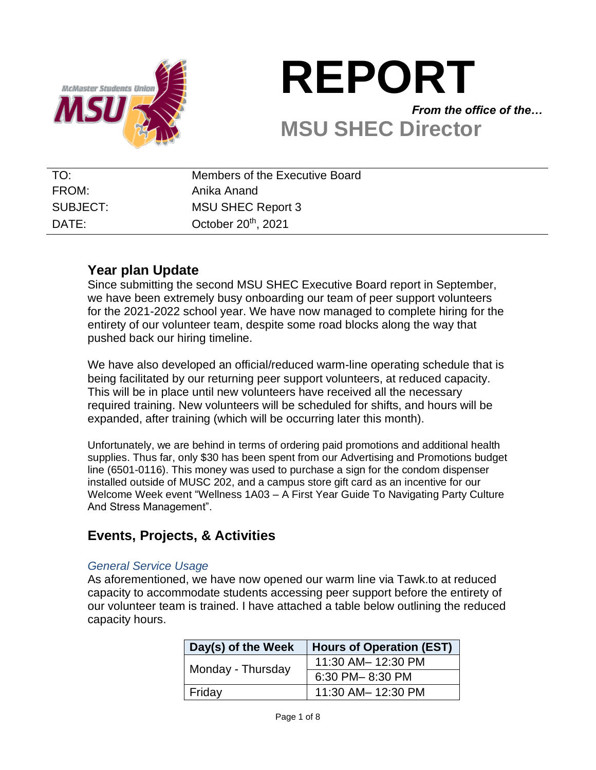# REPORT

*From the office of the…*

## MSU SHEC Director

| | |
|---|---|
| TO: | Members of the Executive Board |
| FROM: | Anika Anand |
| SUBJECT: | MSU SHEC Report 3 |
| DATE: | October 20th, 2021 |

## Year plan Update

Since submitting the second MSU SHEC Executive Board report in September, we have been extremely busy onboarding our team of peer support volunteers for the 2021-2022 school year. We have now managed to complete hiring for the entirety of our volunteer team, despite some road blocks along the way that pushed back our hiring timeline.

We have also developed an official/reduced warm-line operating schedule that is being facilitated by our returning peer support volunteers, at reduced capacity. This will be in place until new volunteers have received all the necessary required training. New volunteers will be scheduled for shifts, and hours will be expanded, after training (which will be occurring later this month).

Unfortunately, we are behind in terms of ordering paid promotions and additional health supplies. Thus far, only $30 has been spent from our Advertising and Promotions budget line (6501-0116). This money was used to purchase a sign for the condom dispenser installed outside of MUSC 202, and a campus store gift card as an incentive for our Welcome Week event "Wellness 1A03 – A First Year Guide To Navigating Party Culture And Stress Management".

## Events, Projects, & Activities

### *General Service Usage*

As aforementioned, we have now opened our warm line via Tawk.to at reduced capacity to accommodate students accessing peer support before the entirety of our volunteer team is trained. I have attached a table below outlining the reduced capacity hours.

| Day(s) of the Week | Hours of Operation (EST) |
|---|---|
| Monday - Thursday | 11:30 AM– 12:30 PM |
| | 6:30 PM– 8:30 PM |
| Friday | 11:30 AM– 12:30 PM |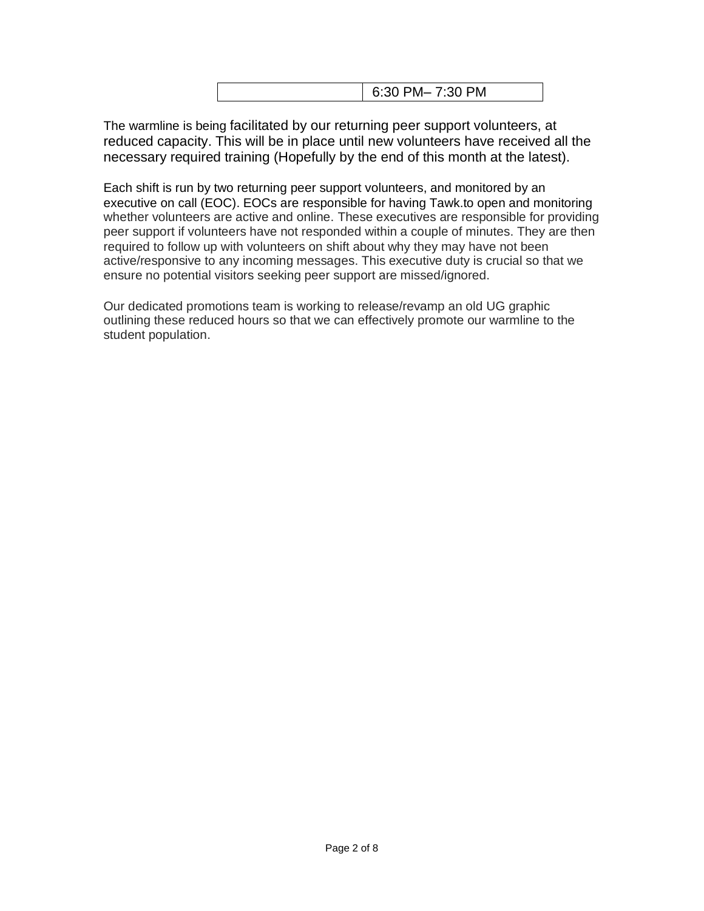|  | 6:30 PM– 7:30 PM |
|---|---|

The warmline is being facilitated by our returning peer support volunteers, at reduced capacity. This will be in place until new volunteers have received all the necessary required training (Hopefully by the end of this month at the latest).

Each shift is run by two returning peer support volunteers, and monitored by an executive on call (EOC). EOCs are responsible for having Tawk.to open and monitoring whether volunteers are active and online. These executives are responsible for providing peer support if volunteers have not responded within a couple of minutes. They are then required to follow up with volunteers on shift about why they may have not been active/responsive to any incoming messages. This executive duty is crucial so that we ensure no potential visitors seeking peer support are missed/ignored.

Our dedicated promotions team is working to release/revamp an old UG graphic outlining these reduced hours so that we can effectively promote our warmline to the student population.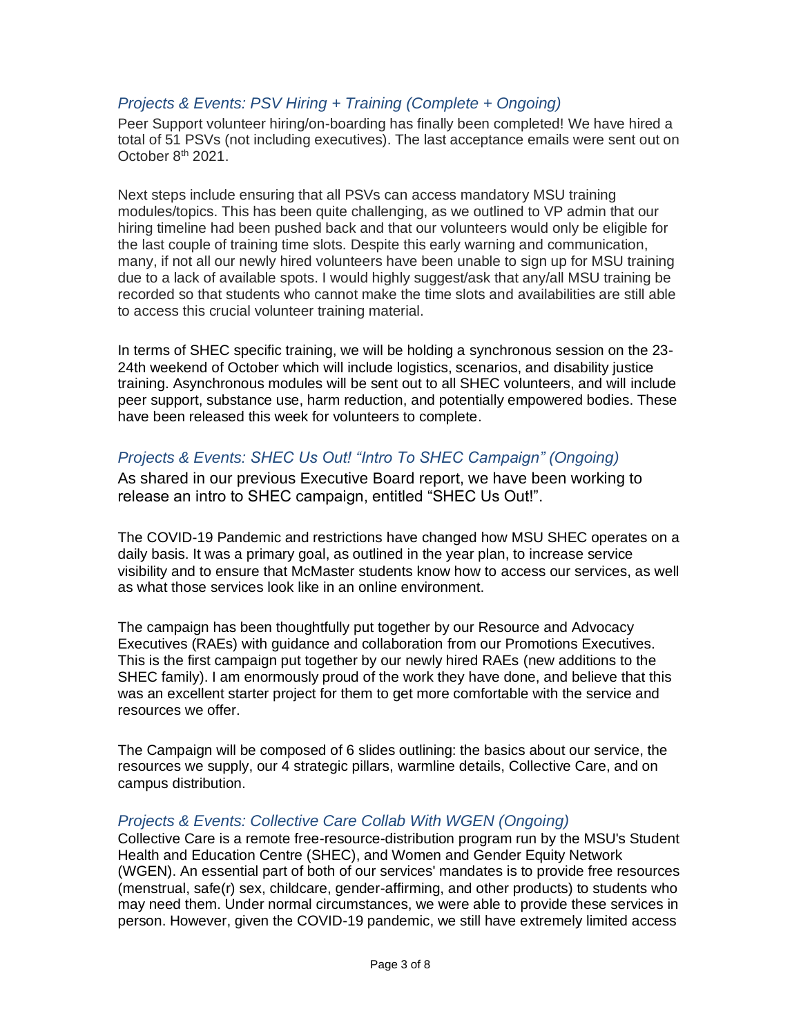### *Projects & Events: PSV Hiring + Training (Complete + Ongoing)*

Peer Support volunteer hiring/on-boarding has finally been completed! We have hired a total of 51 PSVs (not including executives). The last acceptance emails were sent out on October 8th 2021.

Next steps include ensuring that all PSVs can access mandatory MSU training modules/topics. This has been quite challenging, as we outlined to VP admin that our hiring timeline had been pushed back and that our volunteers would only be eligible for the last couple of training time slots. Despite this early warning and communication, many, if not all our newly hired volunteers have been unable to sign up for MSU training due to a lack of available spots. I would highly suggest/ask that any/all MSU training be recorded so that students who cannot make the time slots and availabilities are still able to access this crucial volunteer training material.

In terms of SHEC specific training, we will be holding a synchronous session on the 23-24th weekend of October which will include logistics, scenarios, and disability justice training. Asynchronous modules will be sent out to all SHEC volunteers, and will include peer support, substance use, harm reduction, and potentially empowered bodies. These have been released this week for volunteers to complete.

### *Projects & Events: SHEC Us Out! "Intro To SHEC Campaign" (Ongoing)*

As shared in our previous Executive Board report, we have been working to release an intro to SHEC campaign, entitled "SHEC Us Out!".

The COVID-19 Pandemic and restrictions have changed how MSU SHEC operates on a daily basis. It was a primary goal, as outlined in the year plan, to increase service visibility and to ensure that McMaster students know how to access our services, as well as what those services look like in an online environment.

The campaign has been thoughtfully put together by our Resource and Advocacy Executives (RAEs) with guidance and collaboration from our Promotions Executives. This is the first campaign put together by our newly hired RAEs (new additions to the SHEC family). I am enormously proud of the work they have done, and believe that this was an excellent starter project for them to get more comfortable with the service and resources we offer.

The Campaign will be composed of 6 slides outlining: the basics about our service, the resources we supply, our 4 strategic pillars, warmline details, Collective Care, and on campus distribution.

### *Projects & Events: Collective Care Collab With WGEN (Ongoing)*

Collective Care is a remote free-resource-distribution program run by the MSU's Student Health and Education Centre (SHEC), and Women and Gender Equity Network (WGEN). An essential part of both of our services' mandates is to provide free resources (menstrual, safe(r) sex, childcare, gender-affirming, and other products) to students who may need them. Under normal circumstances, we were able to provide these services in person. However, given the COVID-19 pandemic, we still have extremely limited access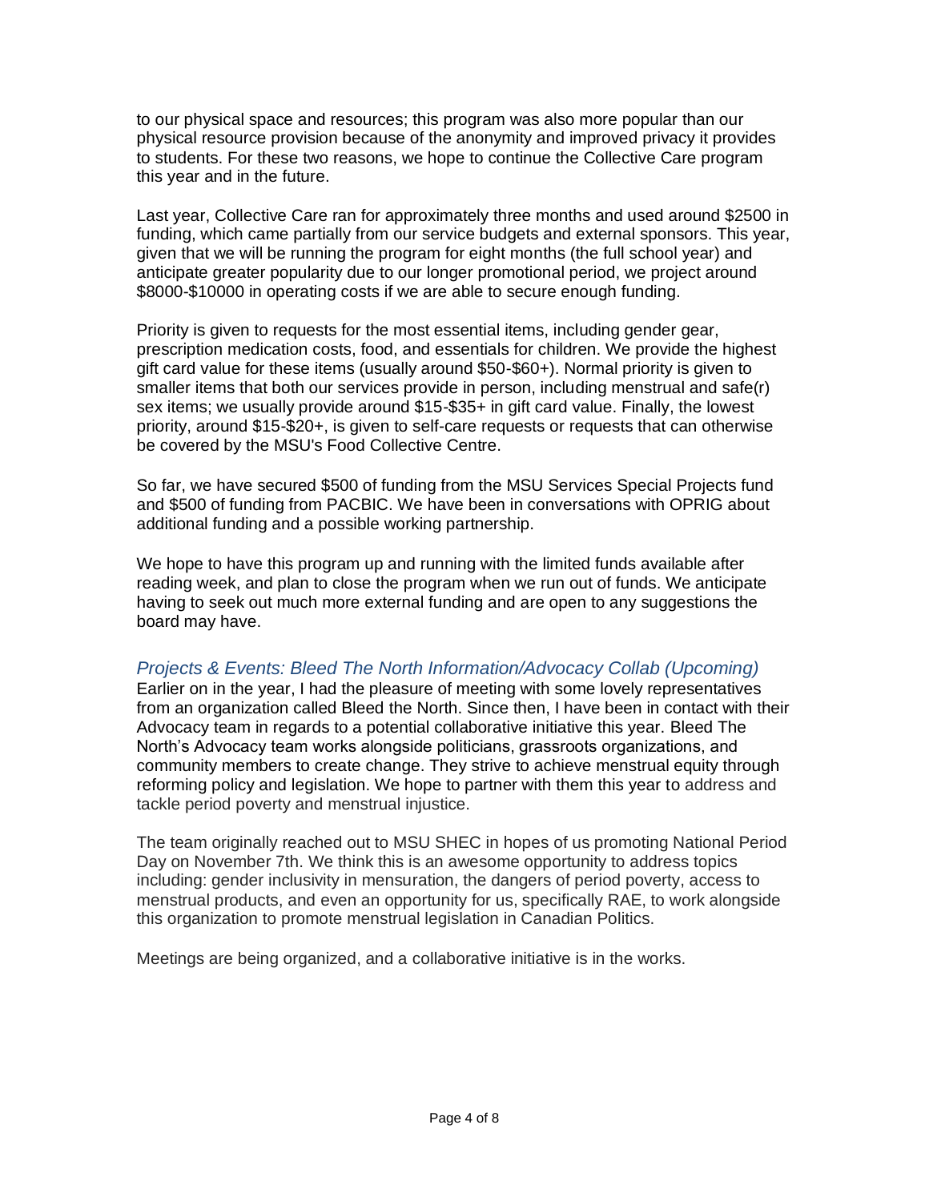to our physical space and resources; this program was also more popular than our physical resource provision because of the anonymity and improved privacy it provides to students. For these two reasons, we hope to continue the Collective Care program this year and in the future.

Last year, Collective Care ran for approximately three months and used around $2500 in funding, which came partially from our service budgets and external sponsors. This year, given that we will be running the program for eight months (the full school year) and anticipate greater popularity due to our longer promotional period, we project around $8000-$10000 in operating costs if we are able to secure enough funding.

Priority is given to requests for the most essential items, including gender gear, prescription medication costs, food, and essentials for children. We provide the highest gift card value for these items (usually around $50-$60+). Normal priority is given to smaller items that both our services provide in person, including menstrual and safe(r) sex items; we usually provide around $15-$35+ in gift card value. Finally, the lowest priority, around $15-$20+, is given to self-care requests or requests that can otherwise be covered by the MSU's Food Collective Centre.

So far, we have secured $500 of funding from the MSU Services Special Projects fund and $500 of funding from PACBIC. We have been in conversations with OPRIG about additional funding and a possible working partnership.

We hope to have this program up and running with the limited funds available after reading week, and plan to close the program when we run out of funds. We anticipate having to seek out much more external funding and are open to any suggestions the board may have.

### *Projects & Events: Bleed The North Information/Advocacy Collab (Upcoming)*

Earlier on in the year, I had the pleasure of meeting with some lovely representatives from an organization called Bleed the North. Since then, I have been in contact with their Advocacy team in regards to a potential collaborative initiative this year. Bleed The North's Advocacy team works alongside politicians, grassroots organizations, and community members to create change. They strive to achieve menstrual equity through reforming policy and legislation. We hope to partner with them this year to address and tackle period poverty and menstrual injustice.

The team originally reached out to MSU SHEC in hopes of us promoting National Period Day on November 7th. We think this is an awesome opportunity to address topics including: gender inclusivity in mensuration, the dangers of period poverty, access to menstrual products, and even an opportunity for us, specifically RAE, to work alongside this organization to promote menstrual legislation in Canadian Politics.

Meetings are being organized, and a collaborative initiative is in the works.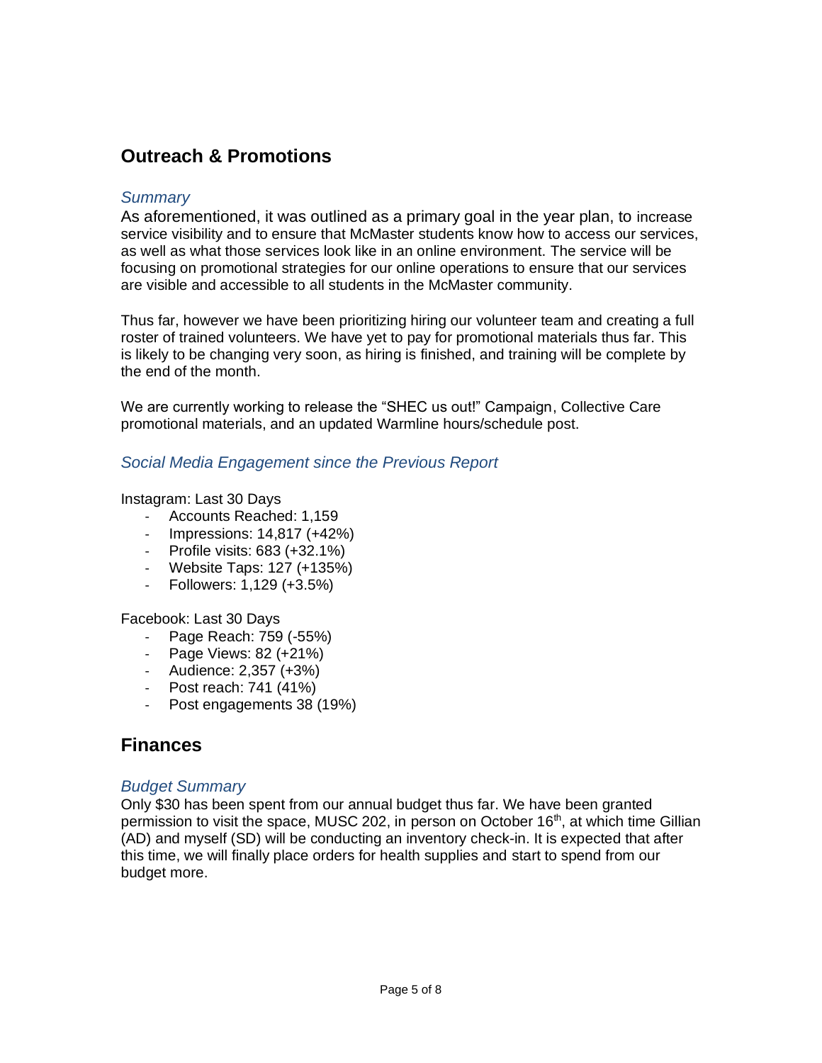## Outreach & Promotions

### *Summary*

As aforementioned, it was outlined as a primary goal in the year plan, to increase service visibility and to ensure that McMaster students know how to access our services, as well as what those services look like in an online environment. The service will be focusing on promotional strategies for our online operations to ensure that our services are visible and accessible to all students in the McMaster community.

Thus far, however we have been prioritizing hiring our volunteer team and creating a full roster of trained volunteers. We have yet to pay for promotional materials thus far. This is likely to be changing very soon, as hiring is finished, and training will be complete by the end of the month.

We are currently working to release the "SHEC us out!" Campaign, Collective Care promotional materials, and an updated Warmline hours/schedule post.

### *Social Media Engagement since the Previous Report*

Instagram: Last 30 Days

- Accounts Reached: 1,159
- Impressions: 14,817 (+42%)
- Profile visits: 683 (+32.1%)
- Website Taps: 127 (+135%)
- Followers: 1,129 (+3.5%)

Facebook: Last 30 Days

- Page Reach: 759 (-55%)
- Page Views: 82 (+21%)
- Audience: 2,357 (+3%)
- Post reach: 741 (41%)
- Post engagements 38 (19%)

## Finances

### *Budget Summary*

Only $30 has been spent from our annual budget thus far. We have been granted permission to visit the space, MUSC 202, in person on October 16th, at which time Gillian (AD) and myself (SD) will be conducting an inventory check-in. It is expected that after this time, we will finally place orders for health supplies and start to spend from our budget more.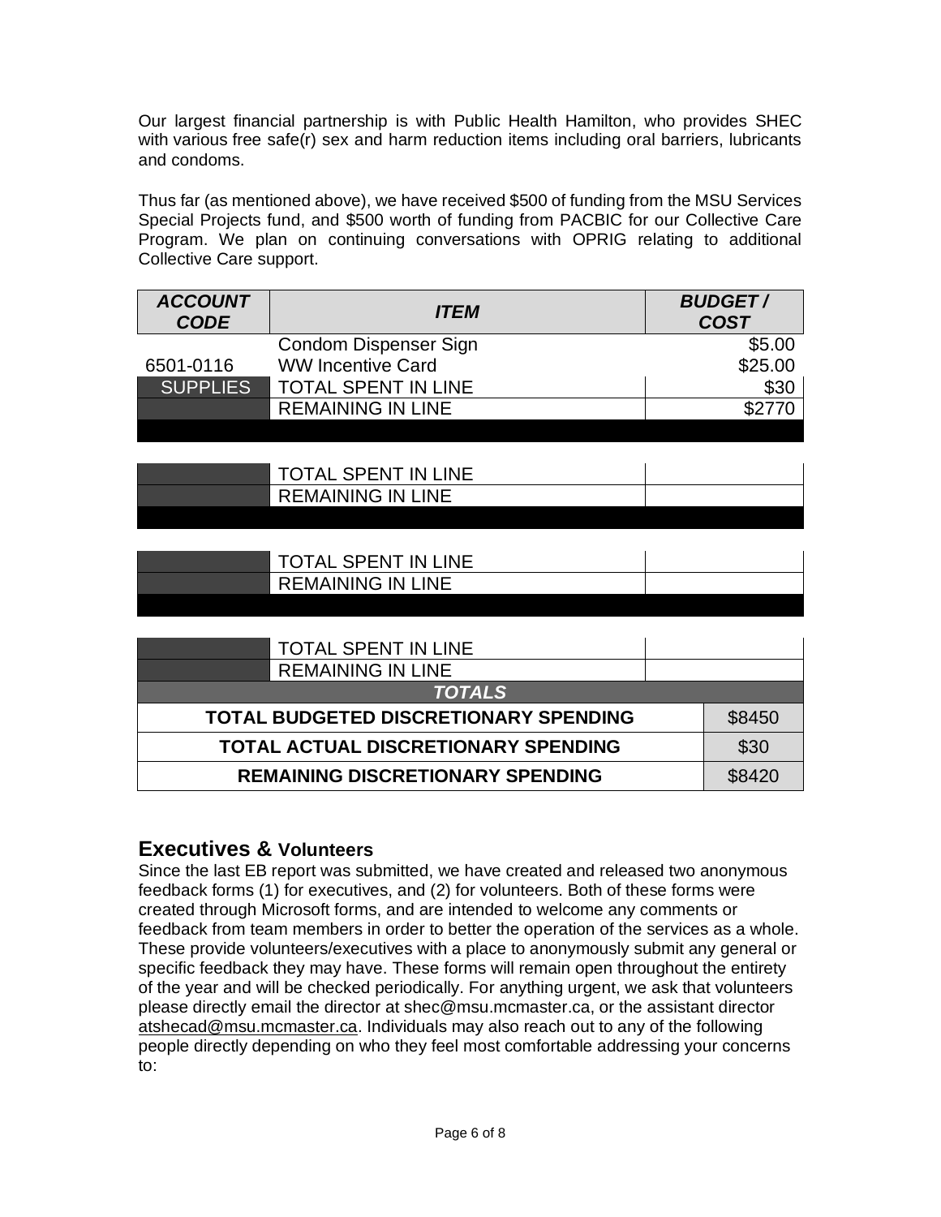Our largest financial partnership is with Public Health Hamilton, who provides SHEC with various free safe(r) sex and harm reduction items including oral barriers, lubricants and condoms.

Thus far (as mentioned above), we have received $500 of funding from the MSU Services Special Projects fund, and $500 worth of funding from PACBIC for our Collective Care Program. We plan on continuing conversations with OPRIG relating to additional Collective Care support.

| *ACCOUNT CODE* | *ITEM* | *BUDGET / COST* |
|---|---|---|
| | Condom Dispenser Sign | $5.00 |
| 6501-0116 | WW Incentive Card | $25.00 |
| SUPPLIES | TOTAL SPENT IN LINE | $30 |
| | REMAINING IN LINE | $2770 |
| | | |
| | TOTAL SPENT IN LINE | |
| | REMAINING IN LINE | |
| | | |
| | TOTAL SPENT IN LINE | |
| | REMAINING IN LINE | |
| | | |
| | TOTAL SPENT IN LINE | |
| | REMAINING IN LINE | |

| *TOTALS* | |
|---|---|
| **TOTAL BUDGETED DISCRETIONARY SPENDING** | $8450 |
| **TOTAL ACTUAL DISCRETIONARY SPENDING** | $30 |
| **REMAINING DISCRETIONARY SPENDING** | $8420 |

## Executives & Volunteers

Since the last EB report was submitted, we have created and released two anonymous feedback forms (1) for executives, and (2) for volunteers. Both of these forms were created through Microsoft forms, and are intended to welcome any comments or feedback from team members in order to better the operation of the services as a whole. These provide volunteers/executives with a place to anonymously submit any general or specific feedback they may have. These forms will remain open throughout the entirety of the year and will be checked periodically. For anything urgent, we ask that volunteers please directly email the director at shec@msu.mcmaster.ca, or the assistant director atshecad@msu.mcmaster.ca. Individuals may also reach out to any of the following people directly depending on who they feel most comfortable addressing your concerns to: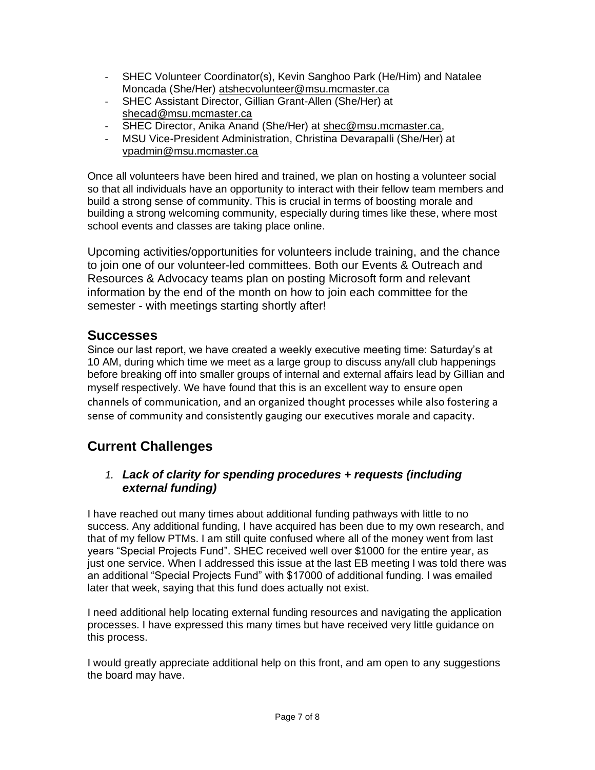- SHEC Volunteer Coordinator(s), Kevin Sanghoo Park (He/Him) and Natalee Moncada (She/Her) atshecvolunteer@msu.mcmaster.ca
- SHEC Assistant Director, Gillian Grant-Allen (She/Her) at shecad@msu.mcmaster.ca
- SHEC Director, Anika Anand (She/Her) at shec@msu.mcmaster.ca,
- MSU Vice-President Administration, Christina Devarapalli (She/Her) at vpadmin@msu.mcmaster.ca

Once all volunteers have been hired and trained, we plan on hosting a volunteer social so that all individuals have an opportunity to interact with their fellow team members and build a strong sense of community. This is crucial in terms of boosting morale and building a strong welcoming community, especially during times like these, where most school events and classes are taking place online.

Upcoming activities/opportunities for volunteers include training, and the chance to join one of our volunteer-led committees. Both our Events & Outreach and Resources & Advocacy teams plan on posting Microsoft form and relevant information by the end of the month on how to join each committee for the semester - with meetings starting shortly after!

## Successes

Since our last report, we have created a weekly executive meeting time: Saturday's at 10 AM, during which time we meet as a large group to discuss any/all club happenings before breaking off into smaller groups of internal and external affairs lead by Gillian and myself respectively. We have found that this is an excellent way to ensure open channels of communication, and an organized thought processes while also fostering a sense of community and consistently gauging our executives morale and capacity.

## Current Challenges

1. ***Lack of clarity for spending procedures + requests (including external funding)***

I have reached out many times about additional funding pathways with little to no success. Any additional funding, I have acquired has been due to my own research, and that of my fellow PTMs. I am still quite confused where all of the money went from last years "Special Projects Fund". SHEC received well over $1000 for the entire year, as just one service. When I addressed this issue at the last EB meeting I was told there was an additional "Special Projects Fund" with $17000 of additional funding. I was emailed later that week, saying that this fund does actually not exist.

I need additional help locating external funding resources and navigating the application processes. I have expressed this many times but have received very little guidance on this process.

I would greatly appreciate additional help on this front, and am open to any suggestions the board may have.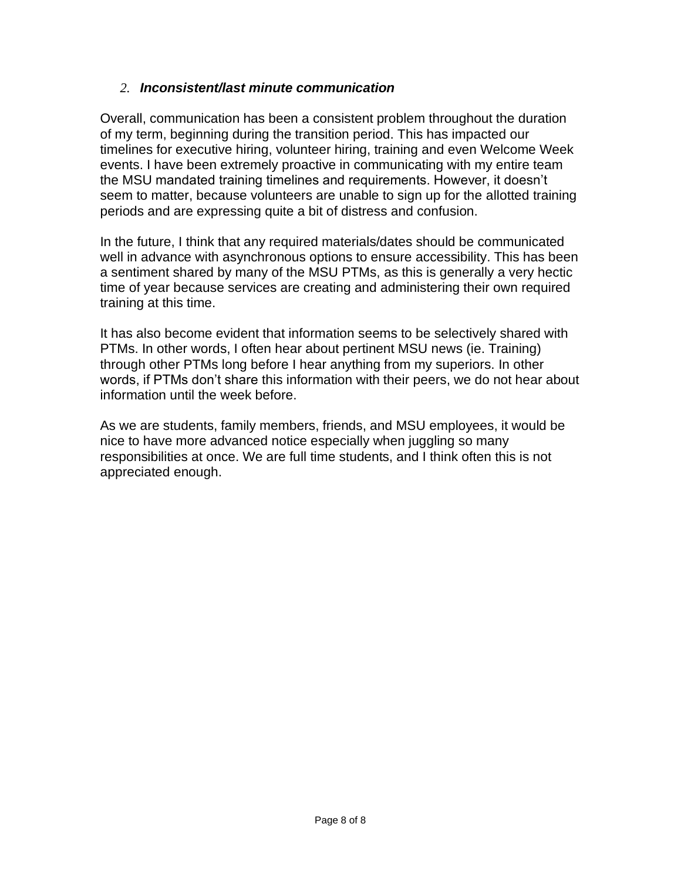2. ***Inconsistent/last minute communication***

Overall, communication has been a consistent problem throughout the duration of my term, beginning during the transition period. This has impacted our timelines for executive hiring, volunteer hiring, training and even Welcome Week events. I have been extremely proactive in communicating with my entire team the MSU mandated training timelines and requirements. However, it doesn't seem to matter, because volunteers are unable to sign up for the allotted training periods and are expressing quite a bit of distress and confusion.

In the future, I think that any required materials/dates should be communicated well in advance with asynchronous options to ensure accessibility. This has been a sentiment shared by many of the MSU PTMs, as this is generally a very hectic time of year because services are creating and administering their own required training at this time.

It has also become evident that information seems to be selectively shared with PTMs. In other words, I often hear about pertinent MSU news (ie. Training) through other PTMs long before I hear anything from my superiors. In other words, if PTMs don't share this information with their peers, we do not hear about information until the week before.

As we are students, family members, friends, and MSU employees, it would be nice to have more advanced notice especially when juggling so many responsibilities at once. We are full time students, and I think often this is not appreciated enough.